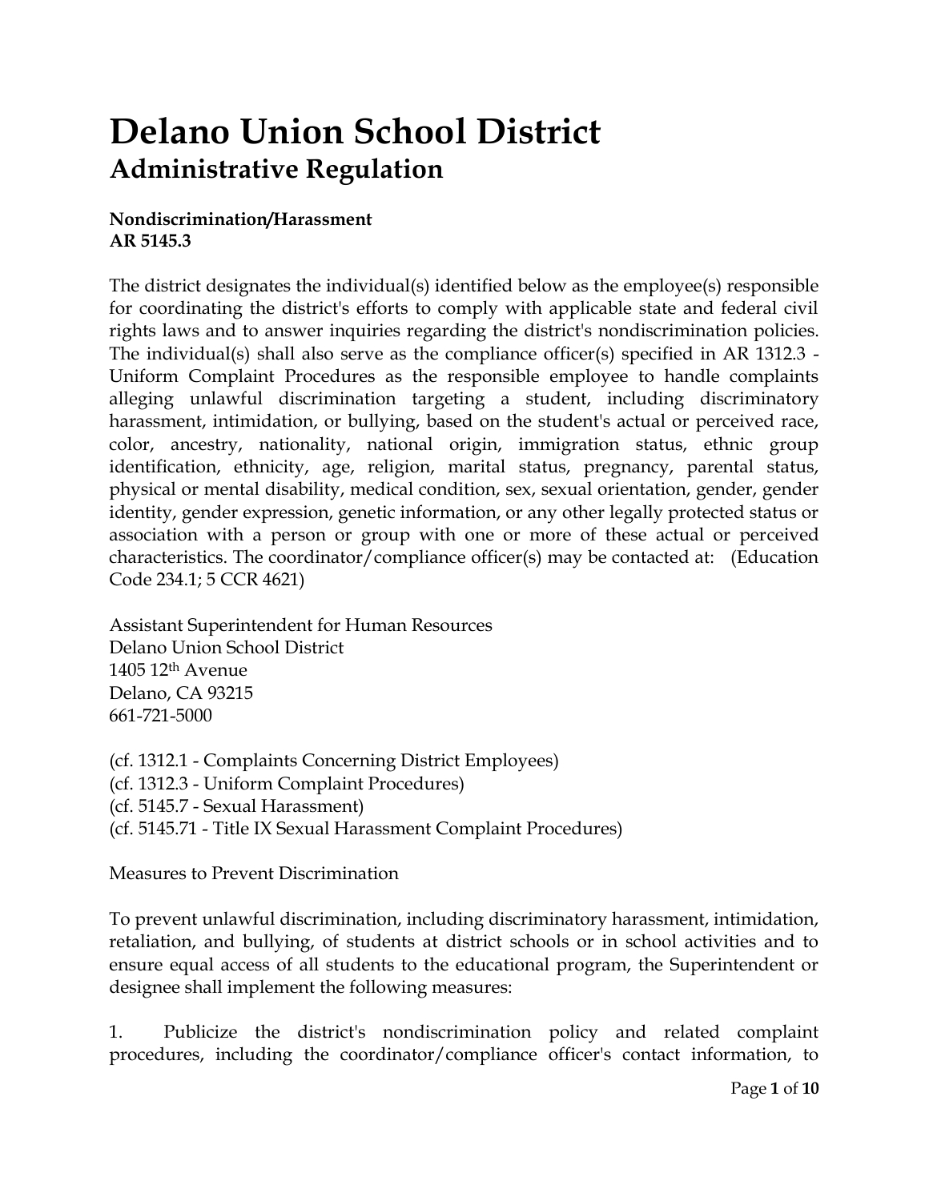# Delano Union School District

## Administrative Regulation

**Nondiscrimination/Harassment**
**AR 5145.3**

The district designates the individual(s) identified below as the employee(s) responsible for coordinating the district's efforts to comply with applicable state and federal civil rights laws and to answer inquiries regarding the district's nondiscrimination policies. The individual(s) shall also serve as the compliance officer(s) specified in AR 1312.3 - Uniform Complaint Procedures as the responsible employee to handle complaints alleging unlawful discrimination targeting a student, including discriminatory harassment, intimidation, or bullying, based on the student's actual or perceived race, color, ancestry, nationality, national origin, immigration status, ethnic group identification, ethnicity, age, religion, marital status, pregnancy, parental status, physical or mental disability, medical condition, sex, sexual orientation, gender, gender identity, gender expression, genetic information, or any other legally protected status or association with a person or group with one or more of these actual or perceived characteristics. The coordinator/compliance officer(s) may be contacted at: (Education Code 234.1; 5 CCR 4621)

Assistant Superintendent for Human Resources
Delano Union School District
1405 12th Avenue
Delano, CA 93215
661-721-5000

(cf. 1312.1 - Complaints Concerning District Employees)
(cf. 1312.3 - Uniform Complaint Procedures)
(cf. 5145.7 - Sexual Harassment)
(cf. 5145.71 - Title IX Sexual Harassment Complaint Procedures)

Measures to Prevent Discrimination

To prevent unlawful discrimination, including discriminatory harassment, intimidation, retaliation, and bullying, of students at district schools or in school activities and to ensure equal access of all students to the educational program, the Superintendent or designee shall implement the following measures:

1. Publicize the district's nondiscrimination policy and related complaint procedures, including the coordinator/compliance officer's contact information, to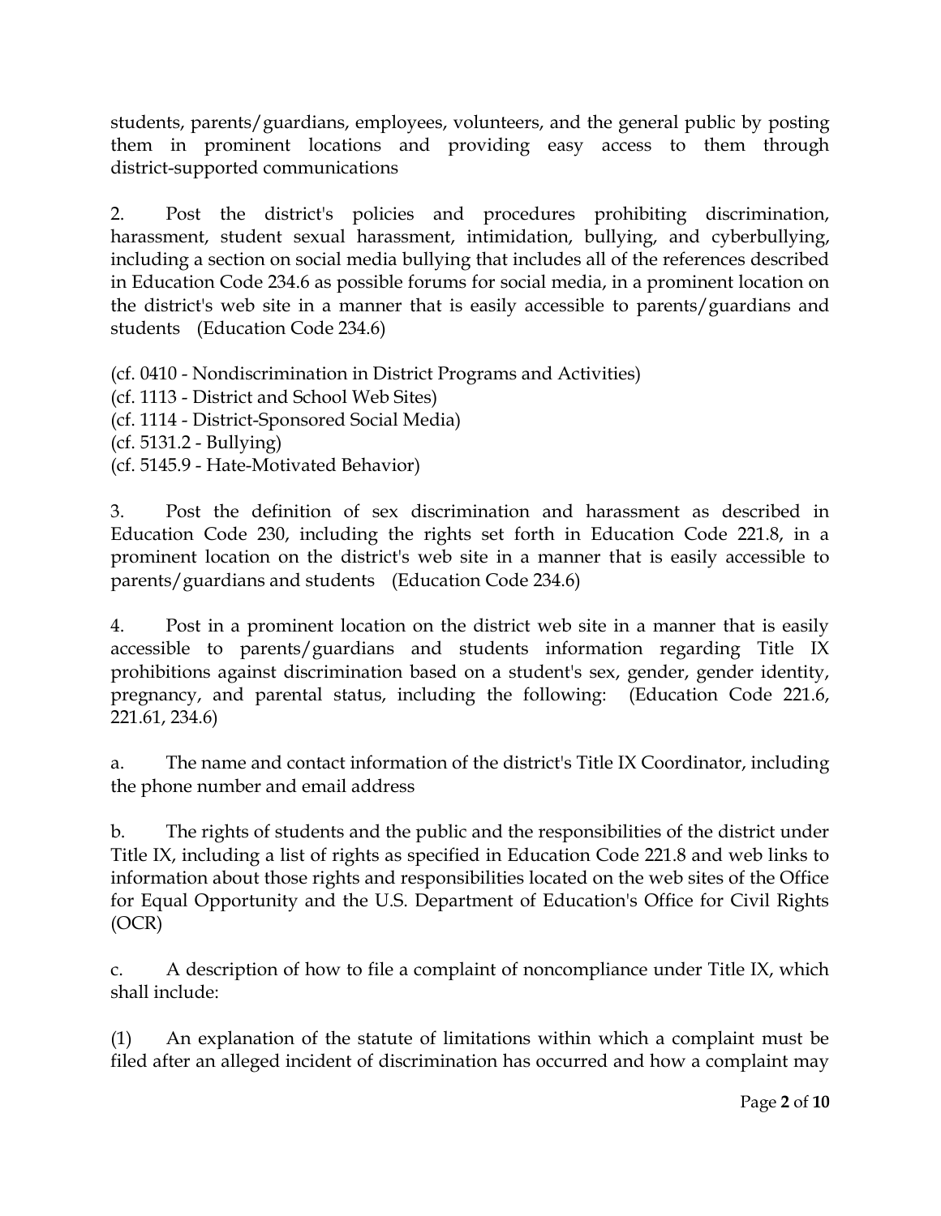students, parents/guardians, employees, volunteers, and the general public by posting them in prominent locations and providing easy access to them through district-supported communications

2. Post the district's policies and procedures prohibiting discrimination, harassment, student sexual harassment, intimidation, bullying, and cyberbullying, including a section on social media bullying that includes all of the references described in Education Code 234.6 as possible forums for social media, in a prominent location on the district's web site in a manner that is easily accessible to parents/guardians and students (Education Code 234.6)

(cf. 0410 - Nondiscrimination in District Programs and Activities)
(cf. 1113 - District and School Web Sites)
(cf. 1114 - District-Sponsored Social Media)
(cf. 5131.2 - Bullying)
(cf. 5145.9 - Hate-Motivated Behavior)

3. Post the definition of sex discrimination and harassment as described in Education Code 230, including the rights set forth in Education Code 221.8, in a prominent location on the district's web site in a manner that is easily accessible to parents/guardians and students (Education Code 234.6)

4. Post in a prominent location on the district web site in a manner that is easily accessible to parents/guardians and students information regarding Title IX prohibitions against discrimination based on a student's sex, gender, gender identity, pregnancy, and parental status, including the following: (Education Code 221.6, 221.61, 234.6)

a. The name and contact information of the district's Title IX Coordinator, including the phone number and email address

b. The rights of students and the public and the responsibilities of the district under Title IX, including a list of rights as specified in Education Code 221.8 and web links to information about those rights and responsibilities located on the web sites of the Office for Equal Opportunity and the U.S. Department of Education's Office for Civil Rights (OCR)

c. A description of how to file a complaint of noncompliance under Title IX, which shall include:

(1) An explanation of the statute of limitations within which a complaint must be filed after an alleged incident of discrimination has occurred and how a complaint may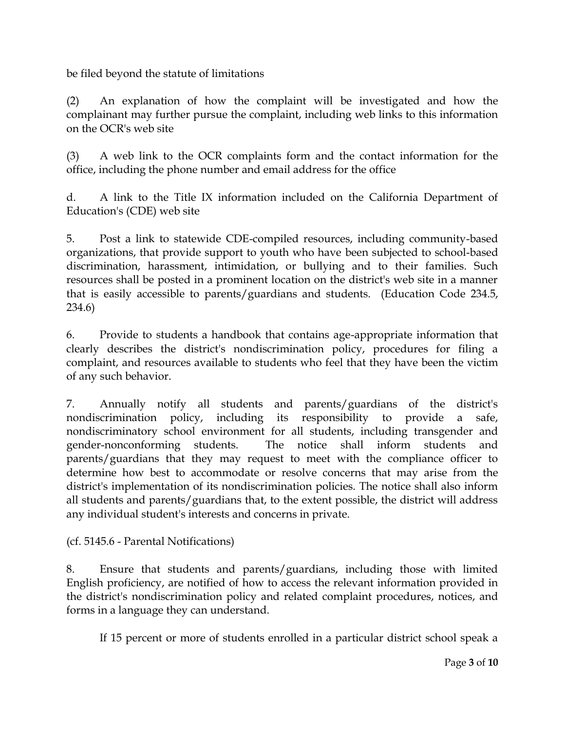be filed beyond the statute of limitations

(2) An explanation of how the complaint will be investigated and how the complainant may further pursue the complaint, including web links to this information on the OCR's web site

(3) A web link to the OCR complaints form and the contact information for the office, including the phone number and email address for the office

d. A link to the Title IX information included on the California Department of Education's (CDE) web site

5. Post a link to statewide CDE-compiled resources, including community-based organizations, that provide support to youth who have been subjected to school-based discrimination, harassment, intimidation, or bullying and to their families. Such resources shall be posted in a prominent location on the district's web site in a manner that is easily accessible to parents/guardians and students. (Education Code 234.5, 234.6)

6. Provide to students a handbook that contains age-appropriate information that clearly describes the district's nondiscrimination policy, procedures for filing a complaint, and resources available to students who feel that they have been the victim of any such behavior.

7. Annually notify all students and parents/guardians of the district's nondiscrimination policy, including its responsibility to provide a safe, nondiscriminatory school environment for all students, including transgender and gender-nonconforming students. The notice shall inform students and parents/guardians that they may request to meet with the compliance officer to determine how best to accommodate or resolve concerns that may arise from the district's implementation of its nondiscrimination policies. The notice shall also inform all students and parents/guardians that, to the extent possible, the district will address any individual student's interests and concerns in private.

(cf. 5145.6 - Parental Notifications)

8. Ensure that students and parents/guardians, including those with limited English proficiency, are notified of how to access the relevant information provided in the district's nondiscrimination policy and related complaint procedures, notices, and forms in a language they can understand.

If 15 percent or more of students enrolled in a particular district school speak a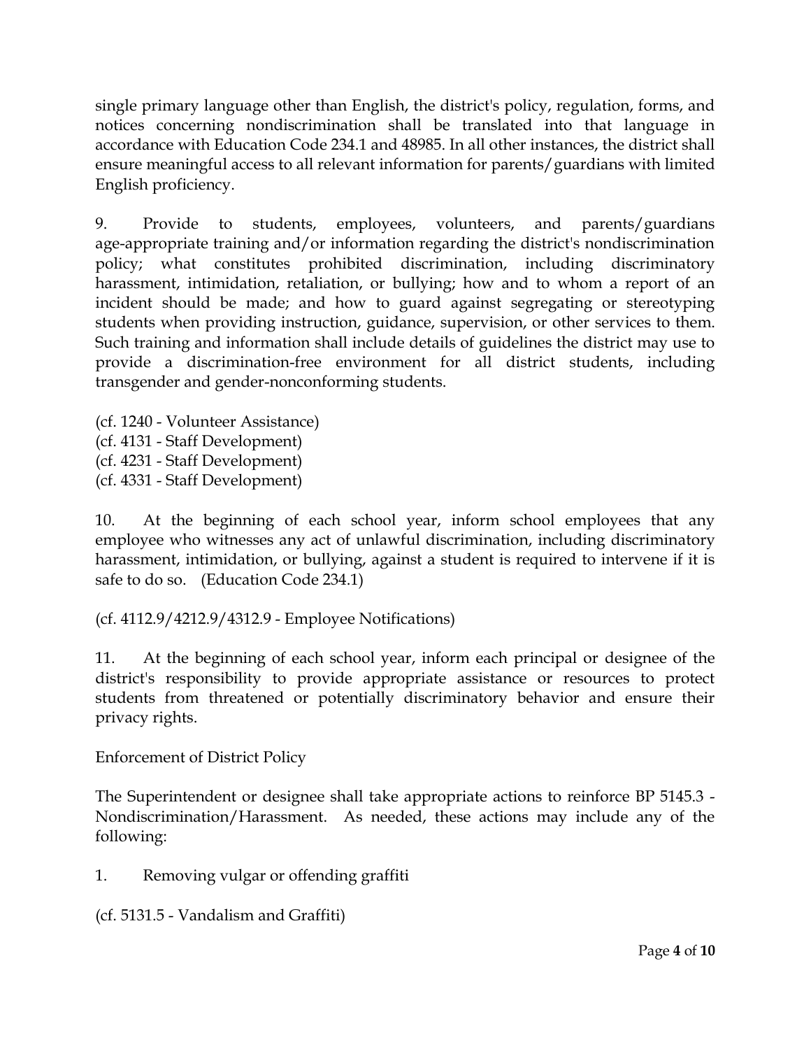single primary language other than English, the district's policy, regulation, forms, and notices concerning nondiscrimination shall be translated into that language in accordance with Education Code 234.1 and 48985. In all other instances, the district shall ensure meaningful access to all relevant information for parents/guardians with limited English proficiency.

9. Provide to students, employees, volunteers, and parents/guardians age-appropriate training and/or information regarding the district's nondiscrimination policy; what constitutes prohibited discrimination, including discriminatory harassment, intimidation, retaliation, or bullying; how and to whom a report of an incident should be made; and how to guard against segregating or stereotyping students when providing instruction, guidance, supervision, or other services to them. Such training and information shall include details of guidelines the district may use to provide a discrimination-free environment for all district students, including transgender and gender-nonconforming students.

(cf. 1240 - Volunteer Assistance)
(cf. 4131 - Staff Development)
(cf. 4231 - Staff Development)
(cf. 4331 - Staff Development)

10. At the beginning of each school year, inform school employees that any employee who witnesses any act of unlawful discrimination, including discriminatory harassment, intimidation, or bullying, against a student is required to intervene if it is safe to do so. (Education Code 234.1)

(cf. 4112.9/4212.9/4312.9 - Employee Notifications)

11. At the beginning of each school year, inform each principal or designee of the district's responsibility to provide appropriate assistance or resources to protect students from threatened or potentially discriminatory behavior and ensure their privacy rights.

Enforcement of District Policy

The Superintendent or designee shall take appropriate actions to reinforce BP 5145.3 - Nondiscrimination/Harassment. As needed, these actions may include any of the following:

1. Removing vulgar or offending graffiti

(cf. 5131.5 - Vandalism and Graffiti)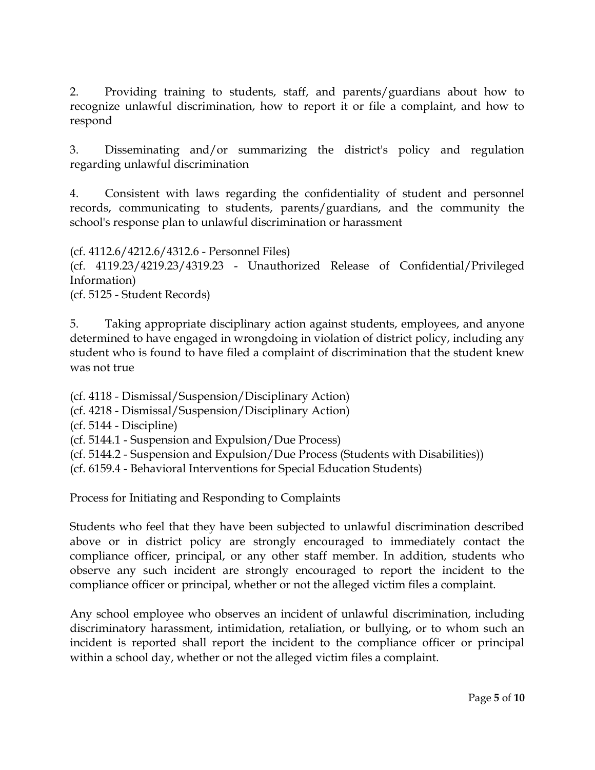2. Providing training to students, staff, and parents/guardians about how to recognize unlawful discrimination, how to report it or file a complaint, and how to respond

3. Disseminating and/or summarizing the district's policy and regulation regarding unlawful discrimination

4. Consistent with laws regarding the confidentiality of student and personnel records, communicating to students, parents/guardians, and the community the school's response plan to unlawful discrimination or harassment

(cf. 4112.6/4212.6/4312.6 - Personnel Files)
(cf. 4119.23/4219.23/4319.23 - Unauthorized Release of Confidential/Privileged Information)
(cf. 5125 - Student Records)

5. Taking appropriate disciplinary action against students, employees, and anyone determined to have engaged in wrongdoing in violation of district policy, including any student who is found to have filed a complaint of discrimination that the student knew was not true

(cf. 4118 - Dismissal/Suspension/Disciplinary Action)
(cf. 4218 - Dismissal/Suspension/Disciplinary Action)
(cf. 5144 - Discipline)
(cf. 5144.1 - Suspension and Expulsion/Due Process)
(cf. 5144.2 - Suspension and Expulsion/Due Process (Students with Disabilities))
(cf. 6159.4 - Behavioral Interventions for Special Education Students)

Process for Initiating and Responding to Complaints

Students who feel that they have been subjected to unlawful discrimination described above or in district policy are strongly encouraged to immediately contact the compliance officer, principal, or any other staff member. In addition, students who observe any such incident are strongly encouraged to report the incident to the compliance officer or principal, whether or not the alleged victim files a complaint.

Any school employee who observes an incident of unlawful discrimination, including discriminatory harassment, intimidation, retaliation, or bullying, or to whom such an incident is reported shall report the incident to the compliance officer or principal within a school day, whether or not the alleged victim files a complaint.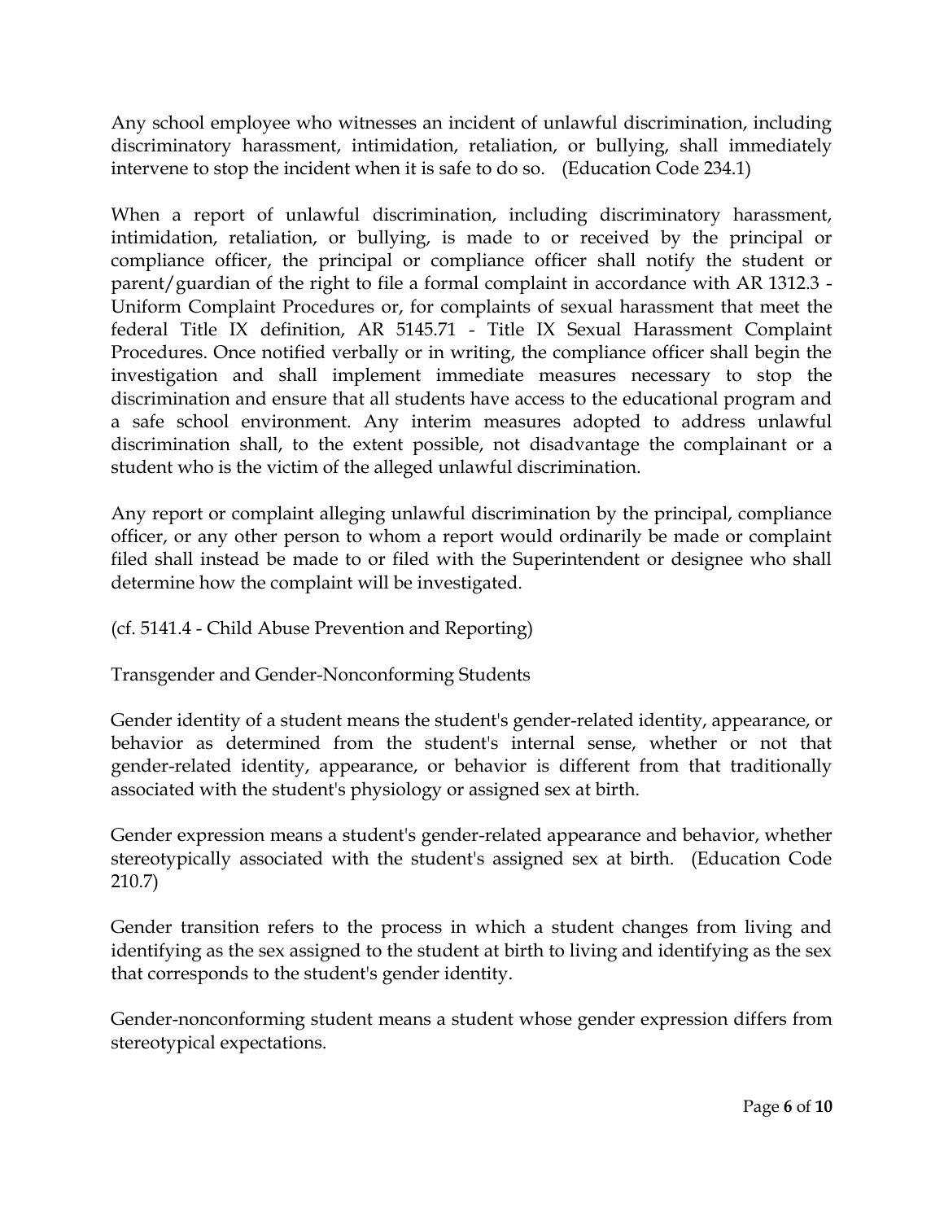Any school employee who witnesses an incident of unlawful discrimination, including discriminatory harassment, intimidation, retaliation, or bullying, shall immediately intervene to stop the incident when it is safe to do so. (Education Code 234.1)

When a report of unlawful discrimination, including discriminatory harassment, intimidation, retaliation, or bullying, is made to or received by the principal or compliance officer, the principal or compliance officer shall notify the student or parent/guardian of the right to file a formal complaint in accordance with AR 1312.3 - Uniform Complaint Procedures or, for complaints of sexual harassment that meet the federal Title IX definition, AR 5145.71 - Title IX Sexual Harassment Complaint Procedures. Once notified verbally or in writing, the compliance officer shall begin the investigation and shall implement immediate measures necessary to stop the discrimination and ensure that all students have access to the educational program and a safe school environment. Any interim measures adopted to address unlawful discrimination shall, to the extent possible, not disadvantage the complainant or a student who is the victim of the alleged unlawful discrimination.

Any report or complaint alleging unlawful discrimination by the principal, compliance officer, or any other person to whom a report would ordinarily be made or complaint filed shall instead be made to or filed with the Superintendent or designee who shall determine how the complaint will be investigated.

(cf. 5141.4 - Child Abuse Prevention and Reporting)

Transgender and Gender-Nonconforming Students

Gender identity of a student means the student's gender-related identity, appearance, or behavior as determined from the student's internal sense, whether or not that gender-related identity, appearance, or behavior is different from that traditionally associated with the student's physiology or assigned sex at birth.

Gender expression means a student's gender-related appearance and behavior, whether stereotypically associated with the student's assigned sex at birth. (Education Code 210.7)

Gender transition refers to the process in which a student changes from living and identifying as the sex assigned to the student at birth to living and identifying as the sex that corresponds to the student's gender identity.

Gender-nonconforming student means a student whose gender expression differs from stereotypical expectations.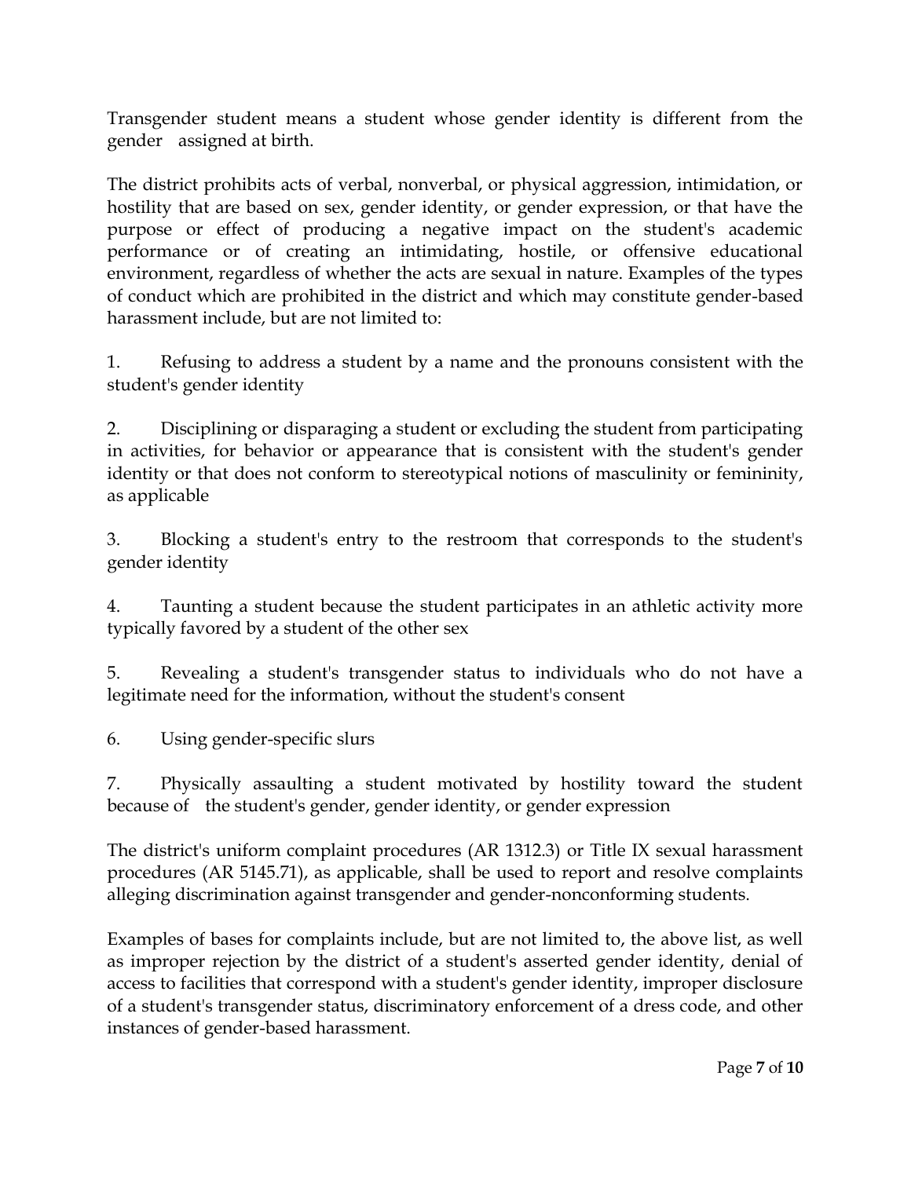Transgender student means a student whose gender identity is different from the gender assigned at birth.

The district prohibits acts of verbal, nonverbal, or physical aggression, intimidation, or hostility that are based on sex, gender identity, or gender expression, or that have the purpose or effect of producing a negative impact on the student's academic performance or of creating an intimidating, hostile, or offensive educational environment, regardless of whether the acts are sexual in nature. Examples of the types of conduct which are prohibited in the district and which may constitute gender-based harassment include, but are not limited to:

1. Refusing to address a student by a name and the pronouns consistent with the student's gender identity

2. Disciplining or disparaging a student or excluding the student from participating in activities, for behavior or appearance that is consistent with the student's gender identity or that does not conform to stereotypical notions of masculinity or femininity, as applicable

3. Blocking a student's entry to the restroom that corresponds to the student's gender identity

4. Taunting a student because the student participates in an athletic activity more typically favored by a student of the other sex

5. Revealing a student's transgender status to individuals who do not have a legitimate need for the information, without the student's consent

6. Using gender-specific slurs

7. Physically assaulting a student motivated by hostility toward the student because of the student's gender, gender identity, or gender expression

The district's uniform complaint procedures (AR 1312.3) or Title IX sexual harassment procedures (AR 5145.71), as applicable, shall be used to report and resolve complaints alleging discrimination against transgender and gender-nonconforming students.

Examples of bases for complaints include, but are not limited to, the above list, as well as improper rejection by the district of a student's asserted gender identity, denial of access to facilities that correspond with a student's gender identity, improper disclosure of a student's transgender status, discriminatory enforcement of a dress code, and other instances of gender-based harassment.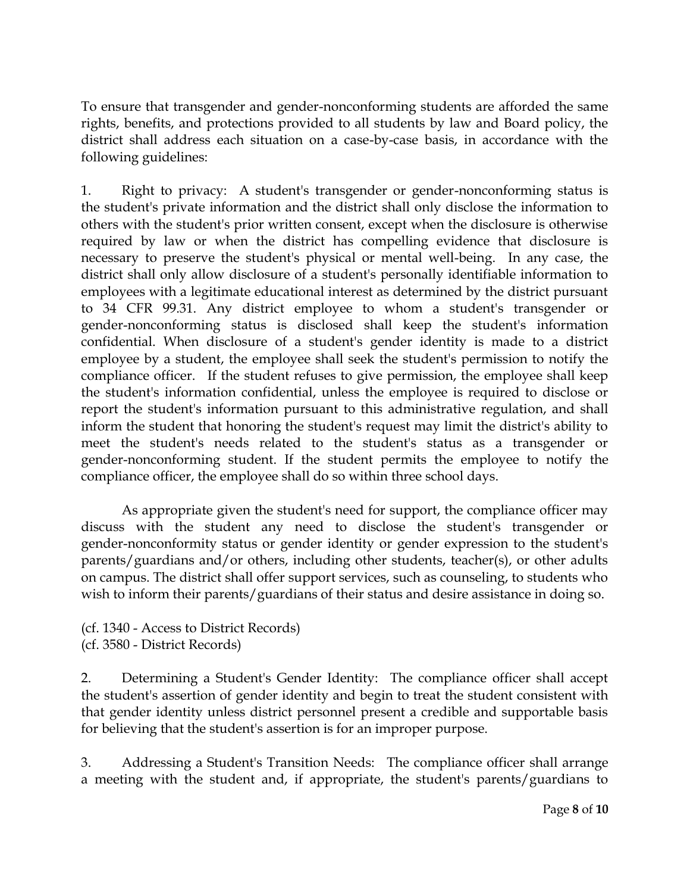To ensure that transgender and gender-nonconforming students are afforded the same rights, benefits, and protections provided to all students by law and Board policy, the district shall address each situation on a case-by-case basis, in accordance with the following guidelines:

1. Right to privacy: A student's transgender or gender-nonconforming status is the student's private information and the district shall only disclose the information to others with the student's prior written consent, except when the disclosure is otherwise required by law or when the district has compelling evidence that disclosure is necessary to preserve the student's physical or mental well-being. In any case, the district shall only allow disclosure of a student's personally identifiable information to employees with a legitimate educational interest as determined by the district pursuant to 34 CFR 99.31. Any district employee to whom a student's transgender or gender-nonconforming status is disclosed shall keep the student's information confidential. When disclosure of a student's gender identity is made to a district employee by a student, the employee shall seek the student's permission to notify the compliance officer. If the student refuses to give permission, the employee shall keep the student's information confidential, unless the employee is required to disclose or report the student's information pursuant to this administrative regulation, and shall inform the student that honoring the student's request may limit the district's ability to meet the student's needs related to the student's status as a transgender or gender-nonconforming student. If the student permits the employee to notify the compliance officer, the employee shall do so within three school days.

   As appropriate given the student's need for support, the compliance officer may discuss with the student any need to disclose the student's transgender or gender-nonconformity status or gender identity or gender expression to the student's parents/guardians and/or others, including other students, teacher(s), or other adults on campus. The district shall offer support services, such as counseling, to students who wish to inform their parents/guardians of their status and desire assistance in doing so.

(cf. 1340 - Access to District Records)
(cf. 3580 - District Records)

2. Determining a Student's Gender Identity: The compliance officer shall accept the student's assertion of gender identity and begin to treat the student consistent with that gender identity unless district personnel present a credible and supportable basis for believing that the student's assertion is for an improper purpose.

3. Addressing a Student's Transition Needs: The compliance officer shall arrange a meeting with the student and, if appropriate, the student's parents/guardians to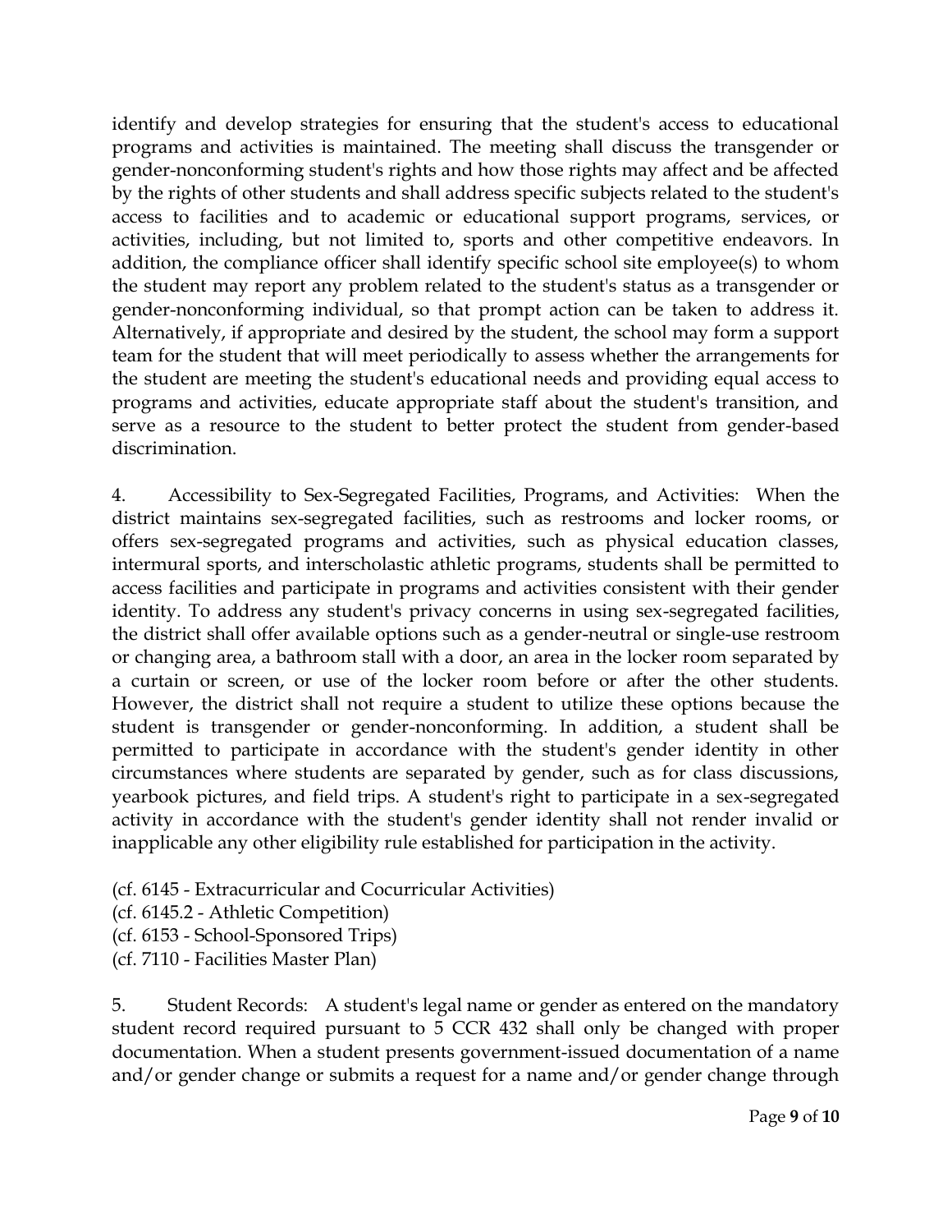identify and develop strategies for ensuring that the student's access to educational programs and activities is maintained. The meeting shall discuss the transgender or gender-nonconforming student's rights and how those rights may affect and be affected by the rights of other students and shall address specific subjects related to the student's access to facilities and to academic or educational support programs, services, or activities, including, but not limited to, sports and other competitive endeavors. In addition, the compliance officer shall identify specific school site employee(s) to whom the student may report any problem related to the student's status as a transgender or gender-nonconforming individual, so that prompt action can be taken to address it. Alternatively, if appropriate and desired by the student, the school may form a support team for the student that will meet periodically to assess whether the arrangements for the student are meeting the student's educational needs and providing equal access to programs and activities, educate appropriate staff about the student's transition, and serve as a resource to the student to better protect the student from gender-based discrimination.

4. Accessibility to Sex-Segregated Facilities, Programs, and Activities: When the district maintains sex-segregated facilities, such as restrooms and locker rooms, or offers sex-segregated programs and activities, such as physical education classes, intermural sports, and interscholastic athletic programs, students shall be permitted to access facilities and participate in programs and activities consistent with their gender identity. To address any student's privacy concerns in using sex-segregated facilities, the district shall offer available options such as a gender-neutral or single-use restroom or changing area, a bathroom stall with a door, an area in the locker room separated by a curtain or screen, or use of the locker room before or after the other students. However, the district shall not require a student to utilize these options because the student is transgender or gender-nonconforming. In addition, a student shall be permitted to participate in accordance with the student's gender identity in other circumstances where students are separated by gender, such as for class discussions, yearbook pictures, and field trips. A student's right to participate in a sex-segregated activity in accordance with the student's gender identity shall not render invalid or inapplicable any other eligibility rule established for participation in the activity.

(cf. 6145 - Extracurricular and Cocurricular Activities)
(cf. 6145.2 - Athletic Competition)
(cf. 6153 - School-Sponsored Trips)
(cf. 7110 - Facilities Master Plan)

5. Student Records: A student's legal name or gender as entered on the mandatory student record required pursuant to 5 CCR 432 shall only be changed with proper documentation. When a student presents government-issued documentation of a name and/or gender change or submits a request for a name and/or gender change through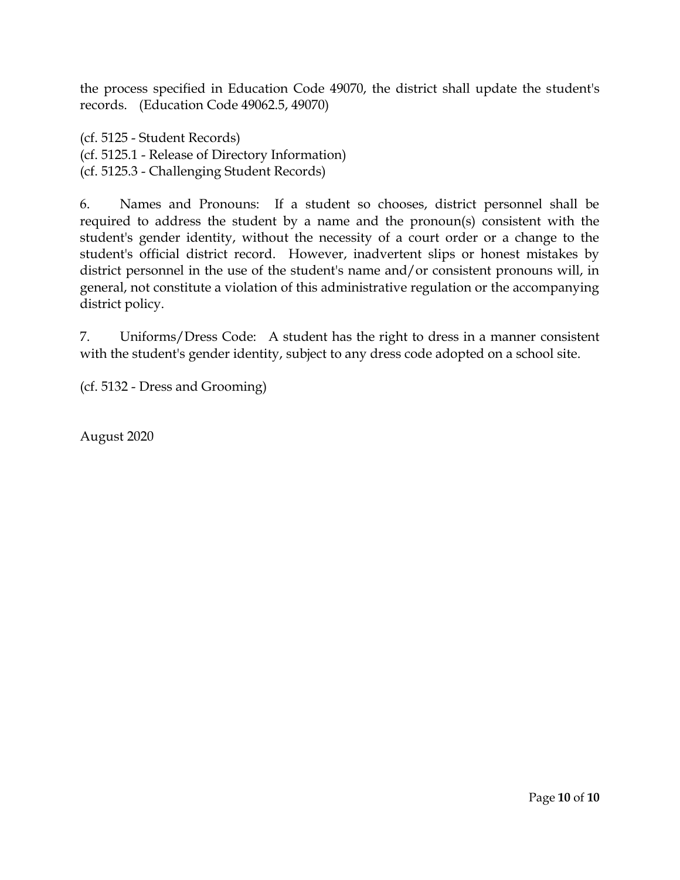the process specified in Education Code 49070, the district shall update the student's records. (Education Code 49062.5, 49070)

(cf. 5125 - Student Records)
(cf. 5125.1 - Release of Directory Information)
(cf. 5125.3 - Challenging Student Records)

6. Names and Pronouns: If a student so chooses, district personnel shall be required to address the student by a name and the pronoun(s) consistent with the student's gender identity, without the necessity of a court order or a change to the student's official district record. However, inadvertent slips or honest mistakes by district personnel in the use of the student's name and/or consistent pronouns will, in general, not constitute a violation of this administrative regulation or the accompanying district policy.

7. Uniforms/Dress Code: A student has the right to dress in a manner consistent with the student's gender identity, subject to any dress code adopted on a school site.

(cf. 5132 - Dress and Grooming)

August 2020